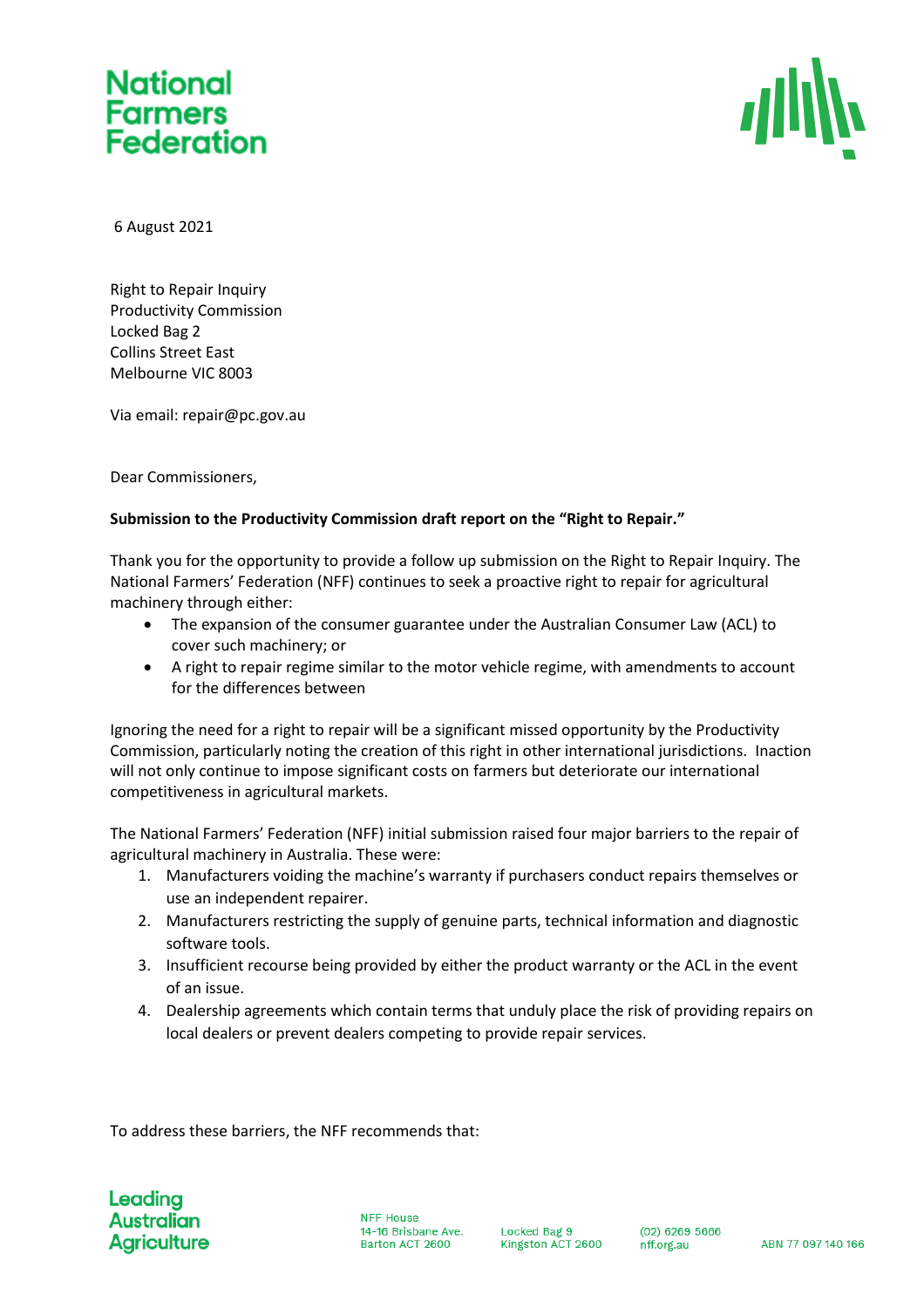National Farmers Federation

6 August 2021

Right to Repair Inquiry
Productivity Commission
Locked Bag 2
Collins Street East
Melbourne VIC 8003

Via email: repair@pc.gov.au

Dear Commissioners,

**Submission to the Productivity Commission draft report on the "Right to Repair."**

Thank you for the opportunity to provide a follow up submission on the Right to Repair Inquiry. The National Farmers' Federation (NFF) continues to seek a proactive right to repair for agricultural machinery through either:

- The expansion of the consumer guarantee under the Australian Consumer Law (ACL) to cover such machinery; or
- A right to repair regime similar to the motor vehicle regime, with amendments to account for the differences between

Ignoring the need for a right to repair will be a significant missed opportunity by the Productivity Commission, particularly noting the creation of this right in other international jurisdictions. Inaction will not only continue to impose significant costs on farmers but deteriorate our international competitiveness in agricultural markets.

The National Farmers' Federation (NFF) initial submission raised four major barriers to the repair of agricultural machinery in Australia. These were:

1. Manufacturers voiding the machine's warranty if purchasers conduct repairs themselves or use an independent repairer.
2. Manufacturers restricting the supply of genuine parts, technical information and diagnostic software tools.
3. Insufficient recourse being provided by either the product warranty or the ACL in the event of an issue.
4. Dealership agreements which contain terms that unduly place the risk of providing repairs on local dealers or prevent dealers competing to provide repair services.

To address these barriers, the NFF recommends that: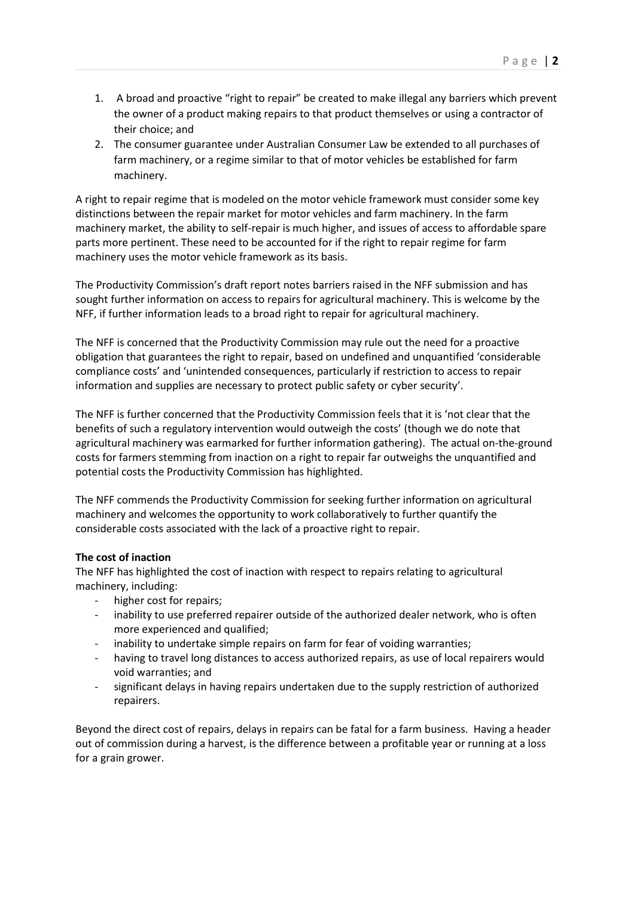1. A broad and proactive "right to repair" be created to make illegal any barriers which prevent the owner of a product making repairs to that product themselves or using a contractor of their choice; and
2. The consumer guarantee under Australian Consumer Law be extended to all purchases of farm machinery, or a regime similar to that of motor vehicles be established for farm machinery.

A right to repair regime that is modeled on the motor vehicle framework must consider some key distinctions between the repair market for motor vehicles and farm machinery. In the farm machinery market, the ability to self-repair is much higher, and issues of access to affordable spare parts more pertinent. These need to be accounted for if the right to repair regime for farm machinery uses the motor vehicle framework as its basis.

The Productivity Commission's draft report notes barriers raised in the NFF submission and has sought further information on access to repairs for agricultural machinery. This is welcome by the NFF, if further information leads to a broad right to repair for agricultural machinery.

The NFF is concerned that the Productivity Commission may rule out the need for a proactive obligation that guarantees the right to repair, based on undefined and unquantified 'considerable compliance costs' and 'unintended consequences, particularly if restriction to access to repair information and supplies are necessary to protect public safety or cyber security'.

The NFF is further concerned that the Productivity Commission feels that it is 'not clear that the benefits of such a regulatory intervention would outweigh the costs' (though we do note that agricultural machinery was earmarked for further information gathering). The actual on-the-ground costs for farmers stemming from inaction on a right to repair far outweighs the unquantified and potential costs the Productivity Commission has highlighted.

The NFF commends the Productivity Commission for seeking further information on agricultural machinery and welcomes the opportunity to work collaboratively to further quantify the considerable costs associated with the lack of a proactive right to repair.

**The cost of inaction**

The NFF has highlighted the cost of inaction with respect to repairs relating to agricultural machinery, including:

- higher cost for repairs;
- inability to use preferred repairer outside of the authorized dealer network, who is often more experienced and qualified;
- inability to undertake simple repairs on farm for fear of voiding warranties;
- having to travel long distances to access authorized repairs, as use of local repairers would void warranties; and
- significant delays in having repairs undertaken due to the supply restriction of authorized repairers.

Beyond the direct cost of repairs, delays in repairs can be fatal for a farm business. Having a header out of commission during a harvest, is the difference between a profitable year or running at a loss for a grain grower.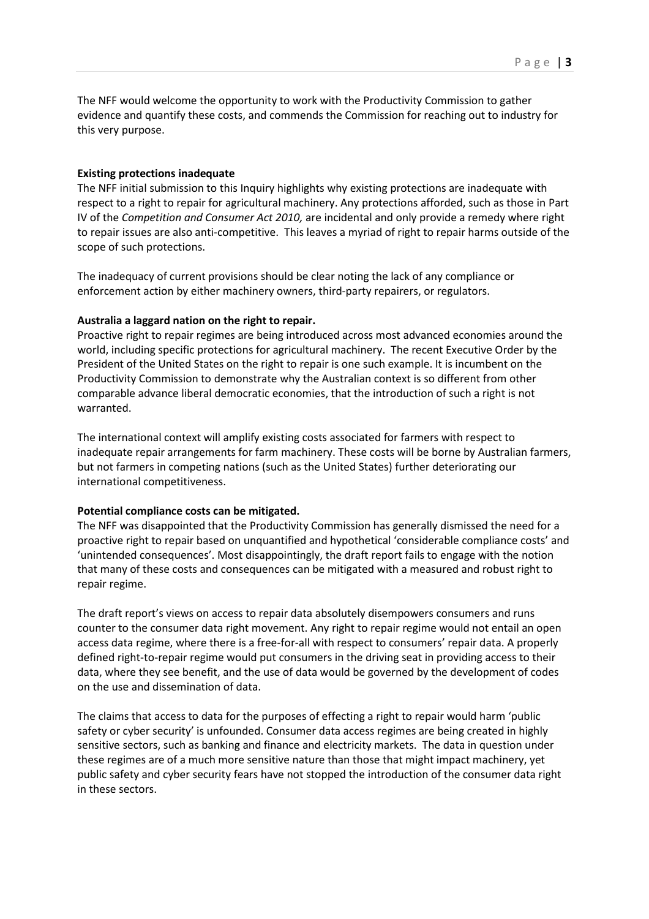The NFF would welcome the opportunity to work with the Productivity Commission to gather evidence and quantify these costs, and commends the Commission for reaching out to industry for this very purpose.

**Existing protections inadequate**

The NFF initial submission to this Inquiry highlights why existing protections are inadequate with respect to a right to repair for agricultural machinery. Any protections afforded, such as those in Part IV of the *Competition and Consumer Act 2010,* are incidental and only provide a remedy where right to repair issues are also anti-competitive. This leaves a myriad of right to repair harms outside of the scope of such protections.

The inadequacy of current provisions should be clear noting the lack of any compliance or enforcement action by either machinery owners, third-party repairers, or regulators.

**Australia a laggard nation on the right to repair.**

Proactive right to repair regimes are being introduced across most advanced economies around the world, including specific protections for agricultural machinery. The recent Executive Order by the President of the United States on the right to repair is one such example. It is incumbent on the Productivity Commission to demonstrate why the Australian context is so different from other comparable advance liberal democratic economies, that the introduction of such a right is not warranted.

The international context will amplify existing costs associated for farmers with respect to inadequate repair arrangements for farm machinery. These costs will be borne by Australian farmers, but not farmers in competing nations (such as the United States) further deteriorating our international competitiveness.

**Potential compliance costs can be mitigated.**

The NFF was disappointed that the Productivity Commission has generally dismissed the need for a proactive right to repair based on unquantified and hypothetical 'considerable compliance costs' and 'unintended consequences'. Most disappointingly, the draft report fails to engage with the notion that many of these costs and consequences can be mitigated with a measured and robust right to repair regime.

The draft report's views on access to repair data absolutely disempowers consumers and runs counter to the consumer data right movement. Any right to repair regime would not entail an open access data regime, where there is a free-for-all with respect to consumers' repair data. A properly defined right-to-repair regime would put consumers in the driving seat in providing access to their data, where they see benefit, and the use of data would be governed by the development of codes on the use and dissemination of data.

The claims that access to data for the purposes of effecting a right to repair would harm 'public safety or cyber security' is unfounded. Consumer data access regimes are being created in highly sensitive sectors, such as banking and finance and electricity markets. The data in question under these regimes are of a much more sensitive nature than those that might impact machinery, yet public safety and cyber security fears have not stopped the introduction of the consumer data right in these sectors.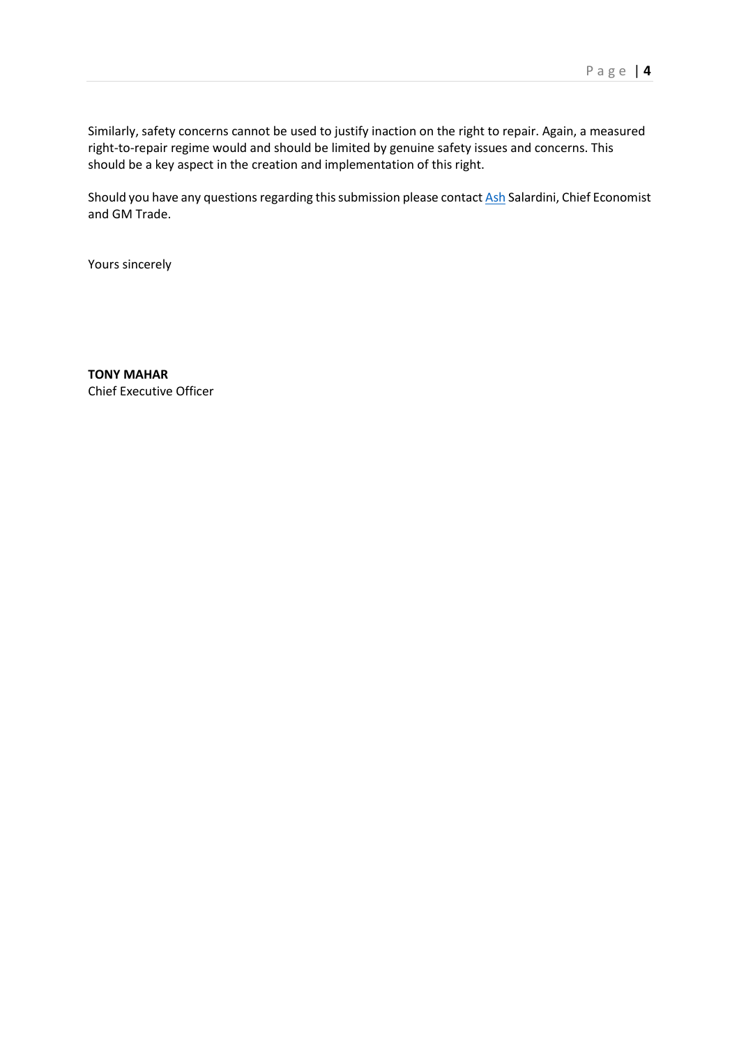Similarly, safety concerns cannot be used to justify inaction on the right to repair. Again, a measured right-to-repair regime would and should be limited by genuine safety issues and concerns. This should be a key aspect in the creation and implementation of this right.

Should you have any questions regarding this submission please contact Ash Salardini, Chief Economist and GM Trade.

Yours sincerely

**TONY MAHAR**
Chief Executive Officer